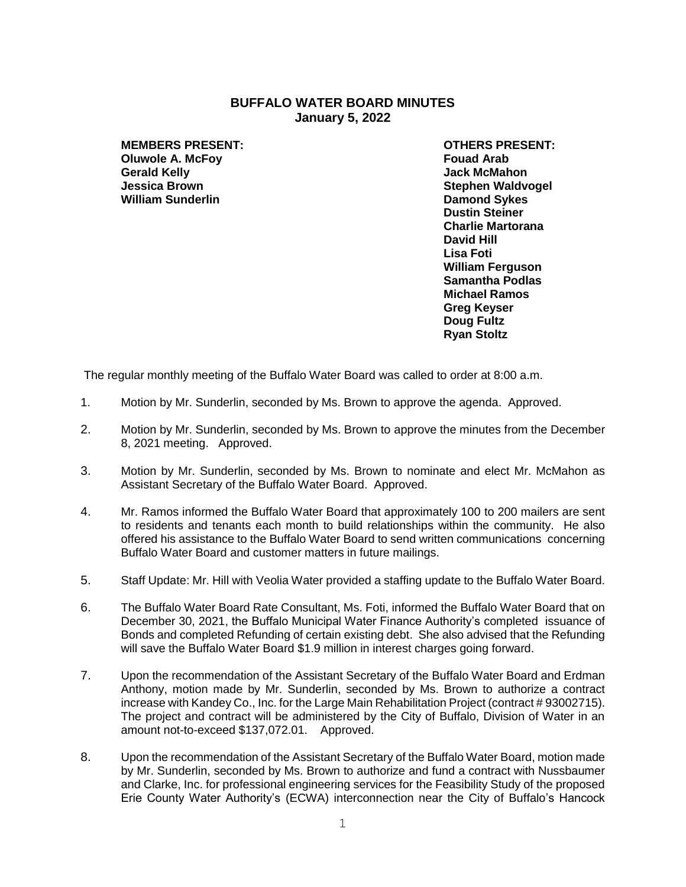# BUFFALO WATER BOARD MINUTES
## January 5, 2022

**MEMBERS PRESENT:**
**Oluwole A. McFoy**
**Gerald Kelly**
**Jessica Brown**
**William Sunderlin**

**OTHERS PRESENT:**
**Fouad Arab**
**Jack McMahon**
**Stephen Waldvogel**
**Damond Sykes**
**Dustin Steiner**
**Charlie Martorana**
**David Hill**
**Lisa Foti**
**William Ferguson**
**Samantha Podlas**
**Michael Ramos**
**Greg Keyser**
**Doug Fultz**
**Ryan Stoltz**

The regular monthly meeting of the Buffalo Water Board was called to order at 8:00 a.m.

1. Motion by Mr. Sunderlin, seconded by Ms. Brown to approve the agenda. Approved.

2. Motion by Mr. Sunderlin, seconded by Ms. Brown to approve the minutes from the December 8, 2021 meeting. Approved.

3. Motion by Mr. Sunderlin, seconded by Ms. Brown to nominate and elect Mr. McMahon as Assistant Secretary of the Buffalo Water Board. Approved.

4. Mr. Ramos informed the Buffalo Water Board that approximately 100 to 200 mailers are sent to residents and tenants each month to build relationships within the community. He also offered his assistance to the Buffalo Water Board to send written communications concerning Buffalo Water Board and customer matters in future mailings.

5. Staff Update: Mr. Hill with Veolia Water provided a staffing update to the Buffalo Water Board.

6. The Buffalo Water Board Rate Consultant, Ms. Foti, informed the Buffalo Water Board that on December 30, 2021, the Buffalo Municipal Water Finance Authority's completed issuance of Bonds and completed Refunding of certain existing debt. She also advised that the Refunding will save the Buffalo Water Board $1.9 million in interest charges going forward.

7. Upon the recommendation of the Assistant Secretary of the Buffalo Water Board and Erdman Anthony, motion made by Mr. Sunderlin, seconded by Ms. Brown to authorize a contract increase with Kandey Co., Inc. for the Large Main Rehabilitation Project (contract # 93002715). The project and contract will be administered by the City of Buffalo, Division of Water in an amount not-to-exceed $137,072.01. Approved.

8. Upon the recommendation of the Assistant Secretary of the Buffalo Water Board, motion made by Mr. Sunderlin, seconded by Ms. Brown to authorize and fund a contract with Nussbaumer and Clarke, Inc. for professional engineering services for the Feasibility Study of the proposed Erie County Water Authority's (ECWA) interconnection near the City of Buffalo's Hancock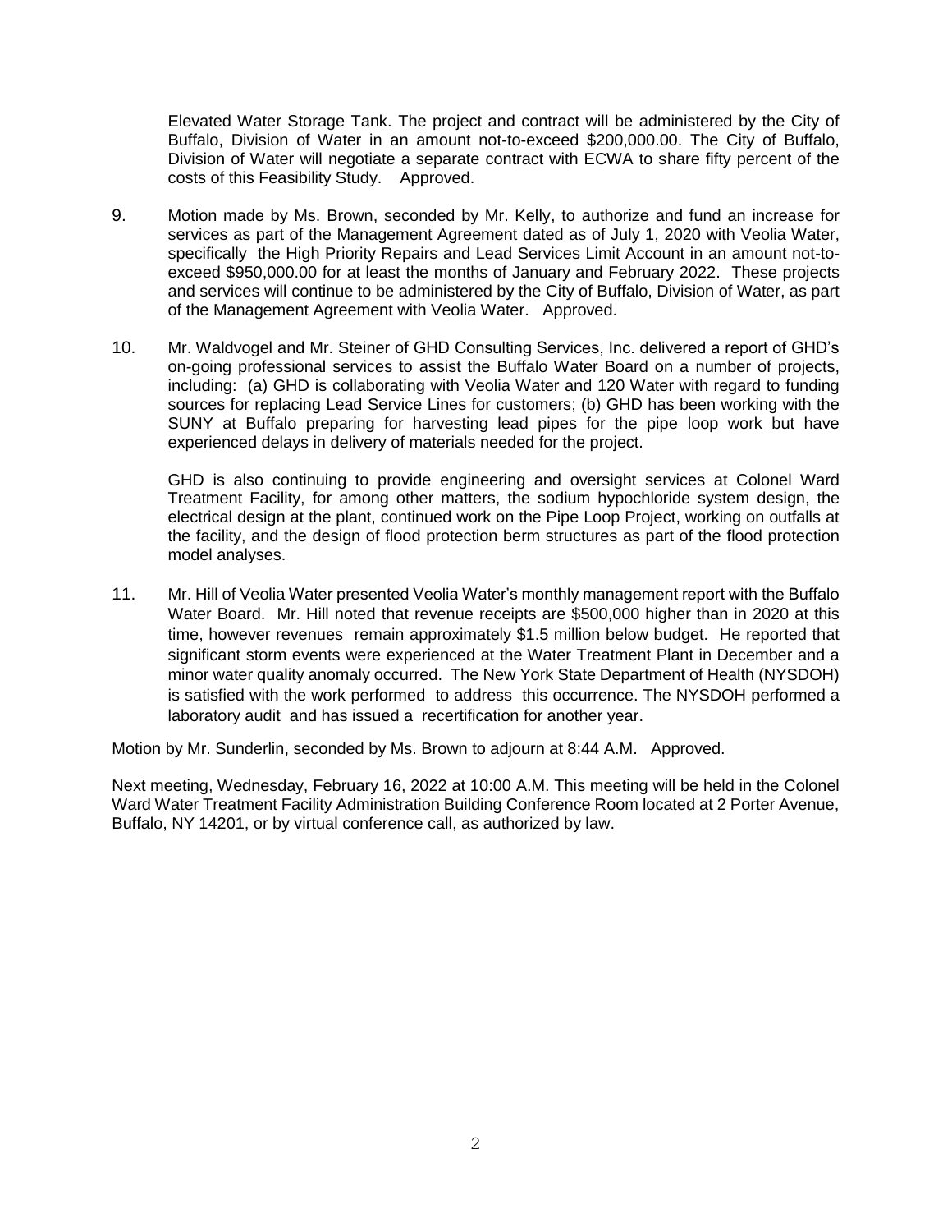Elevated Water Storage Tank. The project and contract will be administered by the City of Buffalo, Division of Water in an amount not-to-exceed $200,000.00. The City of Buffalo, Division of Water will negotiate a separate contract with ECWA to share fifty percent of the costs of this Feasibility Study. Approved.

9. Motion made by Ms. Brown, seconded by Mr. Kelly, to authorize and fund an increase for services as part of the Management Agreement dated as of July 1, 2020 with Veolia Water, specifically the High Priority Repairs and Lead Services Limit Account in an amount not-to-exceed $950,000.00 for at least the months of January and February 2022. These projects and services will continue to be administered by the City of Buffalo, Division of Water, as part of the Management Agreement with Veolia Water. Approved.

10. Mr. Waldvogel and Mr. Steiner of GHD Consulting Services, Inc. delivered a report of GHD's on-going professional services to assist the Buffalo Water Board on a number of projects, including: (a) GHD is collaborating with Veolia Water and 120 Water with regard to funding sources for replacing Lead Service Lines for customers; (b) GHD has been working with the SUNY at Buffalo preparing for harvesting lead pipes for the pipe loop work but have experienced delays in delivery of materials needed for the project.

    GHD is also continuing to provide engineering and oversight services at Colonel Ward Treatment Facility, for among other matters, the sodium hypochloride system design, the electrical design at the plant, continued work on the Pipe Loop Project, working on outfalls at the facility, and the design of flood protection berm structures as part of the flood protection model analyses.

11. Mr. Hill of Veolia Water presented Veolia Water's monthly management report with the Buffalo Water Board. Mr. Hill noted that revenue receipts are $500,000 higher than in 2020 at this time, however revenues remain approximately $1.5 million below budget. He reported that significant storm events were experienced at the Water Treatment Plant in December and a minor water quality anomaly occurred. The New York State Department of Health (NYSDOH) is satisfied with the work performed to address this occurrence. The NYSDOH performed a laboratory audit and has issued a recertification for another year.

Motion by Mr. Sunderlin, seconded by Ms. Brown to adjourn at 8:44 A.M. Approved.

Next meeting, Wednesday, February 16, 2022 at 10:00 A.M. This meeting will be held in the Colonel Ward Water Treatment Facility Administration Building Conference Room located at 2 Porter Avenue, Buffalo, NY 14201, or by virtual conference call, as authorized by law.